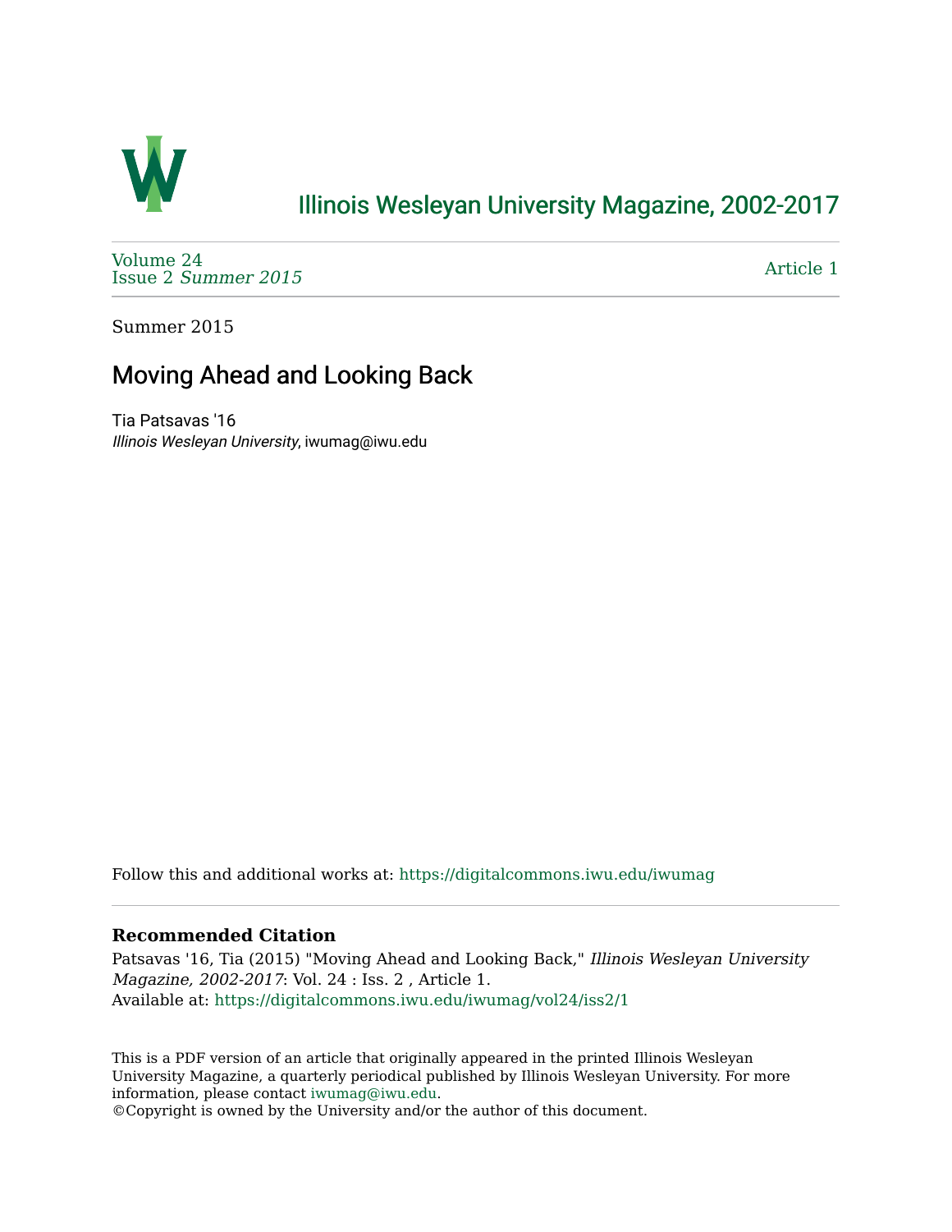# Illinois Wesleyan University Magazine, 2002-2017

Volume 24
Issue 2 *Summer 2015*

Article 1

Summer 2015

## Moving Ahead and Looking Back

Tia Patsavas '16
*Illinois Wesleyan University*, iwumag@iwu.edu

Follow this and additional works at: https://digitalcommons.iwu.edu/iwumag

### Recommended Citation

Patsavas '16, Tia (2015) "Moving Ahead and Looking Back," *Illinois Wesleyan University Magazine, 2002-2017*: Vol. 24 : Iss. 2 , Article 1.
Available at: https://digitalcommons.iwu.edu/iwumag/vol24/iss2/1

This is a PDF version of an article that originally appeared in the printed Illinois Wesleyan University Magazine, a quarterly periodical published by Illinois Wesleyan University. For more information, please contact iwumag@iwu.edu.
©Copyright is owned by the University and/or the author of this document.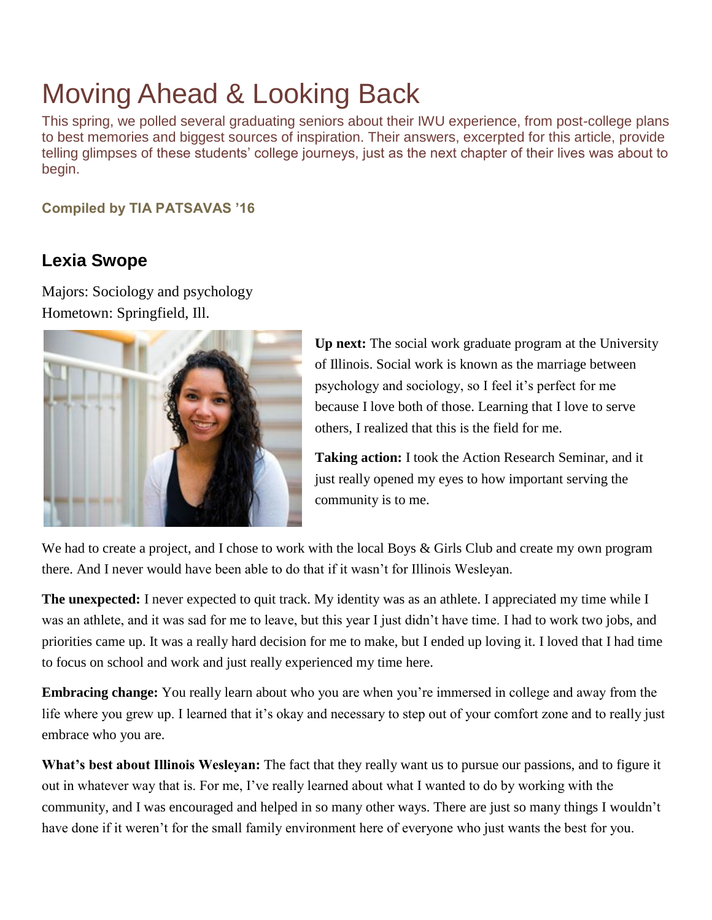# Moving Ahead & Looking Back

This spring, we polled several graduating seniors about their IWU experience, from post-college plans to best memories and biggest sources of inspiration. Their answers, excerpted for this article, provide telling glimpses of these students' college journeys, just as the next chapter of their lives was about to begin.

**Compiled by TIA PATSAVAS '16**

## Lexia Swope

Majors: Sociology and psychology
Hometown: Springfield, Ill.

**Up next:** The social work graduate program at the University of Illinois. Social work is known as the marriage between psychology and sociology, so I feel it's perfect for me because I love both of those. Learning that I love to serve others, I realized that this is the field for me.

**Taking action:** I took the Action Research Seminar, and it just really opened my eyes to how important serving the community is to me. We had to create a project, and I chose to work with the local Boys & Girls Club and create my own program there. And I never would have been able to do that if it wasn't for Illinois Wesleyan.

**The unexpected:** I never expected to quit track. My identity was as an athlete. I appreciated my time while I was an athlete, and it was sad for me to leave, but this year I just didn't have time. I had to work two jobs, and priorities came up. It was a really hard decision for me to make, but I ended up loving it. I loved that I had time to focus on school and work and just really experienced my time here.

**Embracing change:** You really learn about who you are when you're immersed in college and away from the life where you grew up. I learned that it's okay and necessary to step out of your comfort zone and to really just embrace who you are.

**What's best about Illinois Wesleyan:** The fact that they really want us to pursue our passions, and to figure it out in whatever way that is. For me, I've really learned about what I wanted to do by working with the community, and I was encouraged and helped in so many other ways. There are just so many things I wouldn't have done if it weren't for the small family environment here of everyone who just wants the best for you.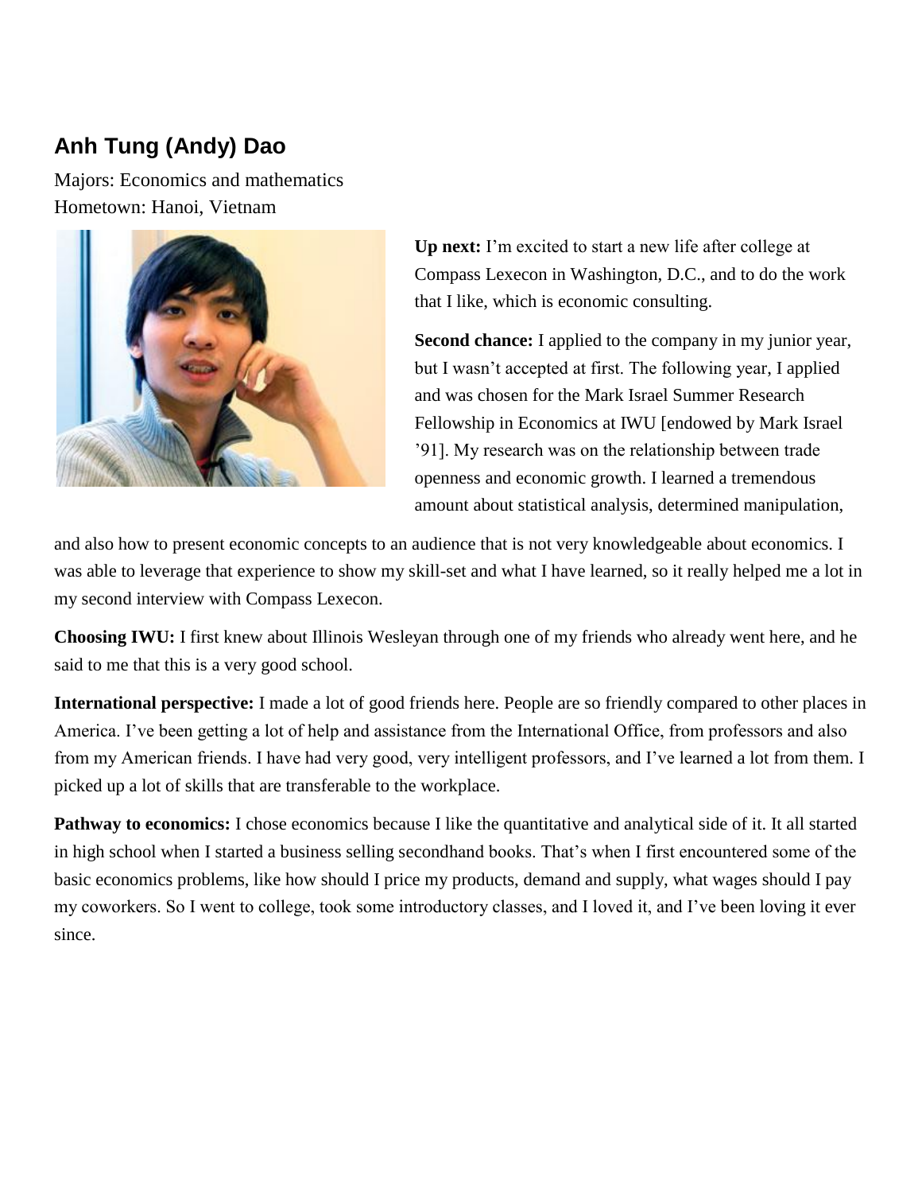## Anh Tung (Andy) Dao

Majors: Economics and mathematics
Hometown: Hanoi, Vietnam

**Up next:** I'm excited to start a new life after college at Compass Lexecon in Washington, D.C., and to do the work that I like, which is economic consulting.

**Second chance:** I applied to the company in my junior year, but I wasn't accepted at first. The following year, I applied and was chosen for the Mark Israel Summer Research Fellowship in Economics at IWU [endowed by Mark Israel '91]. My research was on the relationship between trade openness and economic growth. I learned a tremendous amount about statistical analysis, determined manipulation, and also how to present economic concepts to an audience that is not very knowledgeable about economics. I was able to leverage that experience to show my skill-set and what I have learned, so it really helped me a lot in my second interview with Compass Lexecon.

**Choosing IWU:** I first knew about Illinois Wesleyan through one of my friends who already went here, and he said to me that this is a very good school.

**International perspective:** I made a lot of good friends here. People are so friendly compared to other places in America. I've been getting a lot of help and assistance from the International Office, from professors and also from my American friends. I have had very good, very intelligent professors, and I've learned a lot from them. I picked up a lot of skills that are transferable to the workplace.

**Pathway to economics:** I chose economics because I like the quantitative and analytical side of it. It all started in high school when I started a business selling secondhand books. That's when I first encountered some of the basic economics problems, like how should I price my products, demand and supply, what wages should I pay my coworkers. So I went to college, took some introductory classes, and I loved it, and I've been loving it ever since.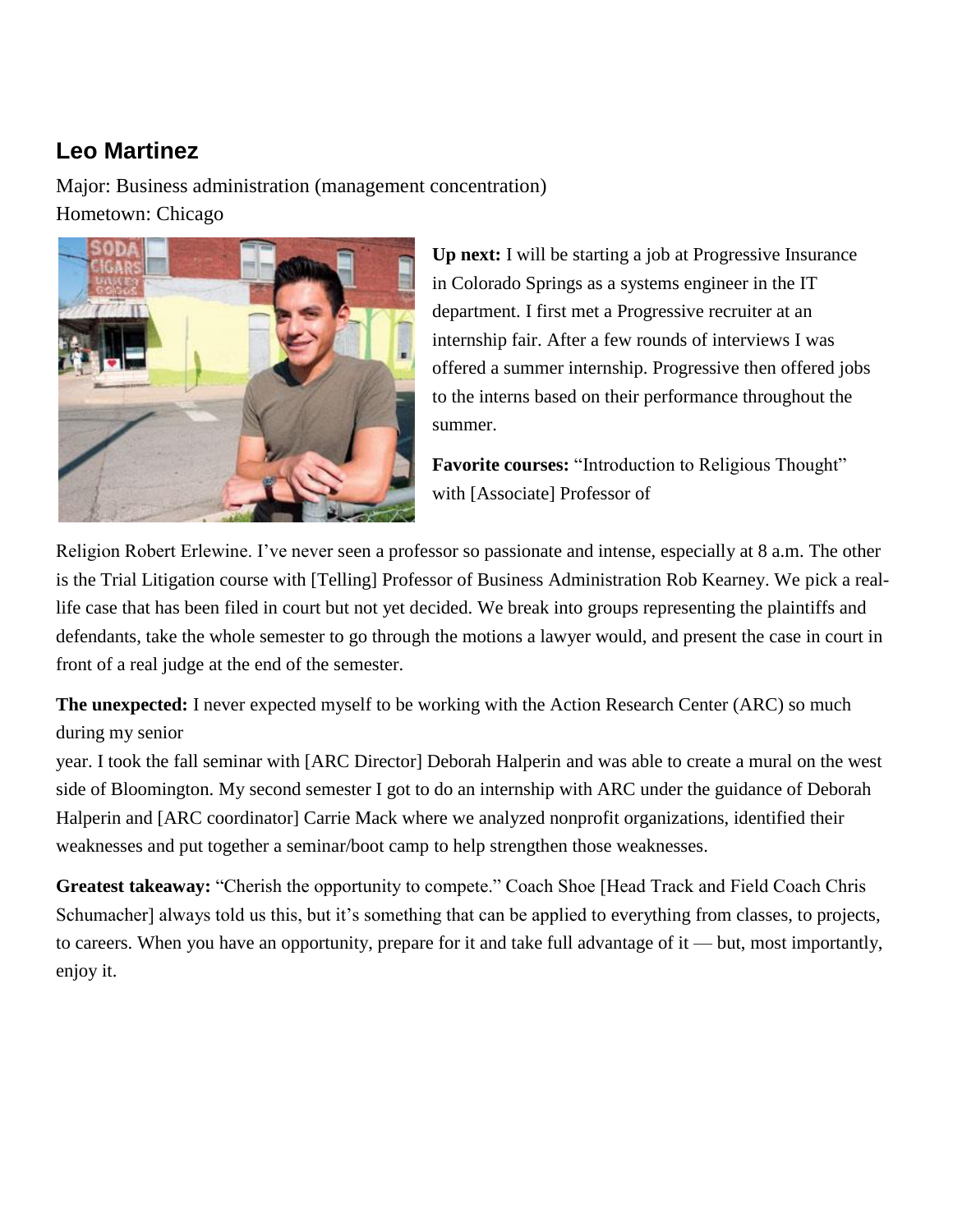## Leo Martinez

Major: Business administration (management concentration)
Hometown: Chicago

**Up next:** I will be starting a job at Progressive Insurance in Colorado Springs as a systems engineer in the IT department. I first met a Progressive recruiter at an internship fair. After a few rounds of interviews I was offered a summer internship. Progressive then offered jobs to the interns based on their performance throughout the summer.

**Favorite courses:** "Introduction to Religious Thought" with [Associate] Professor of Religion Robert Erlewine. I've never seen a professor so passionate and intense, especially at 8 a.m. The other is the Trial Litigation course with [Telling] Professor of Business Administration Rob Kearney. We pick a real-life case that has been filed in court but not yet decided. We break into groups representing the plaintiffs and defendants, take the whole semester to go through the motions a lawyer would, and present the case in court in front of a real judge at the end of the semester.

**The unexpected:** I never expected myself to be working with the Action Research Center (ARC) so much during my senior year. I took the fall seminar with [ARC Director] Deborah Halperin and was able to create a mural on the west side of Bloomington. My second semester I got to do an internship with ARC under the guidance of Deborah Halperin and [ARC coordinator] Carrie Mack where we analyzed nonprofit organizations, identified their weaknesses and put together a seminar/boot camp to help strengthen those weaknesses.

**Greatest takeaway:** "Cherish the opportunity to compete." Coach Shoe [Head Track and Field Coach Chris Schumacher] always told us this, but it's something that can be applied to everything from classes, to projects, to careers. When you have an opportunity, prepare for it and take full advantage of it — but, most importantly, enjoy it.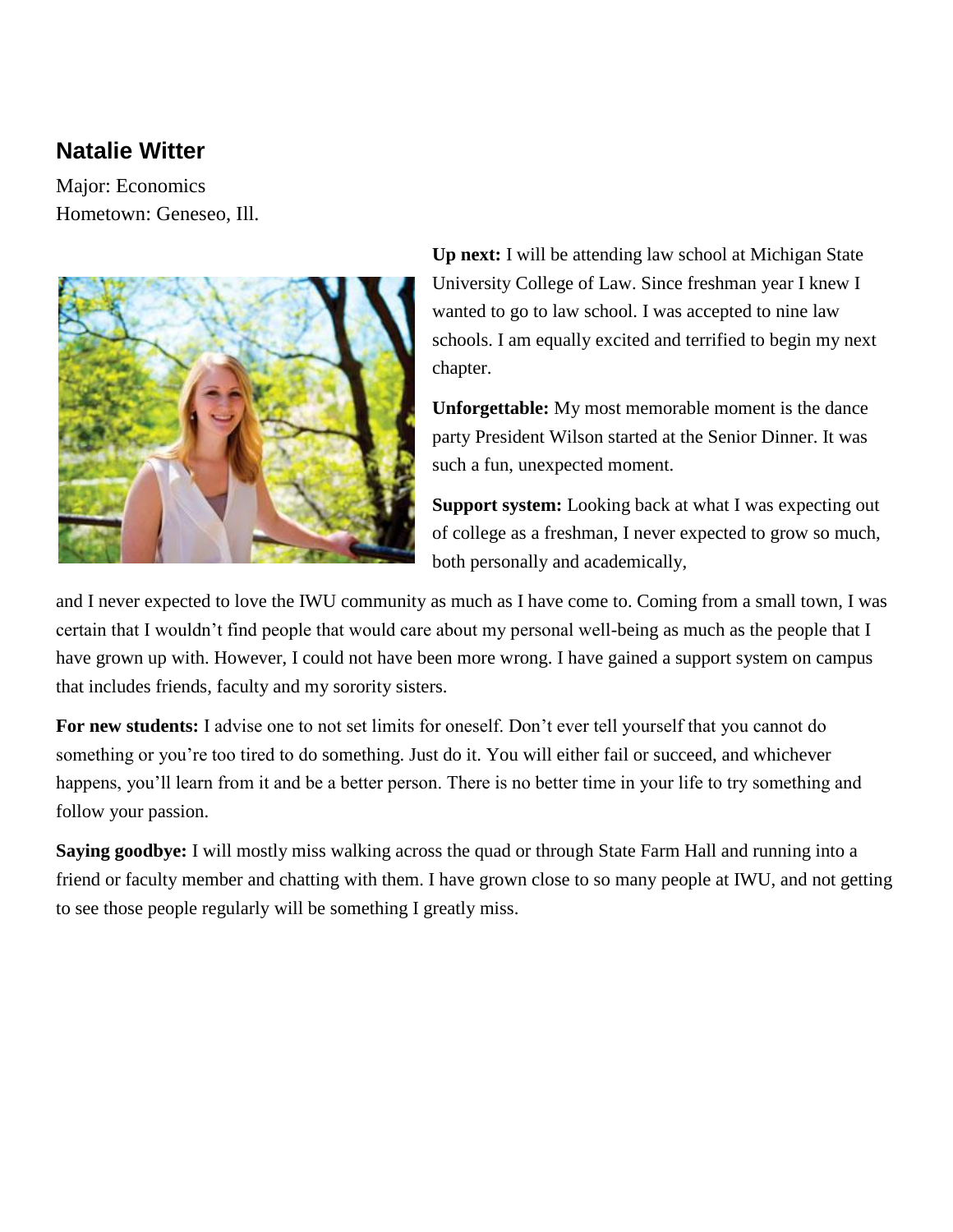## Natalie Witter

Major: Economics
Hometown: Geneseo, Ill.

**Up next:** I will be attending law school at Michigan State University College of Law. Since freshman year I knew I wanted to go to law school. I was accepted to nine law schools. I am equally excited and terrified to begin my next chapter.

**Unforgettable:** My most memorable moment is the dance party President Wilson started at the Senior Dinner. It was such a fun, unexpected moment.

**Support system:** Looking back at what I was expecting out of college as a freshman, I never expected to grow so much, both personally and academically, and I never expected to love the IWU community as much as I have come to. Coming from a small town, I was certain that I wouldn't find people that would care about my personal well-being as much as the people that I have grown up with. However, I could not have been more wrong. I have gained a support system on campus that includes friends, faculty and my sorority sisters.

**For new students:** I advise one to not set limits for oneself. Don't ever tell yourself that you cannot do something or you're too tired to do something. Just do it. You will either fail or succeed, and whichever happens, you'll learn from it and be a better person. There is no better time in your life to try something and follow your passion.

**Saying goodbye:** I will mostly miss walking across the quad or through State Farm Hall and running into a friend or faculty member and chatting with them. I have grown close to so many people at IWU, and not getting to see those people regularly will be something I greatly miss.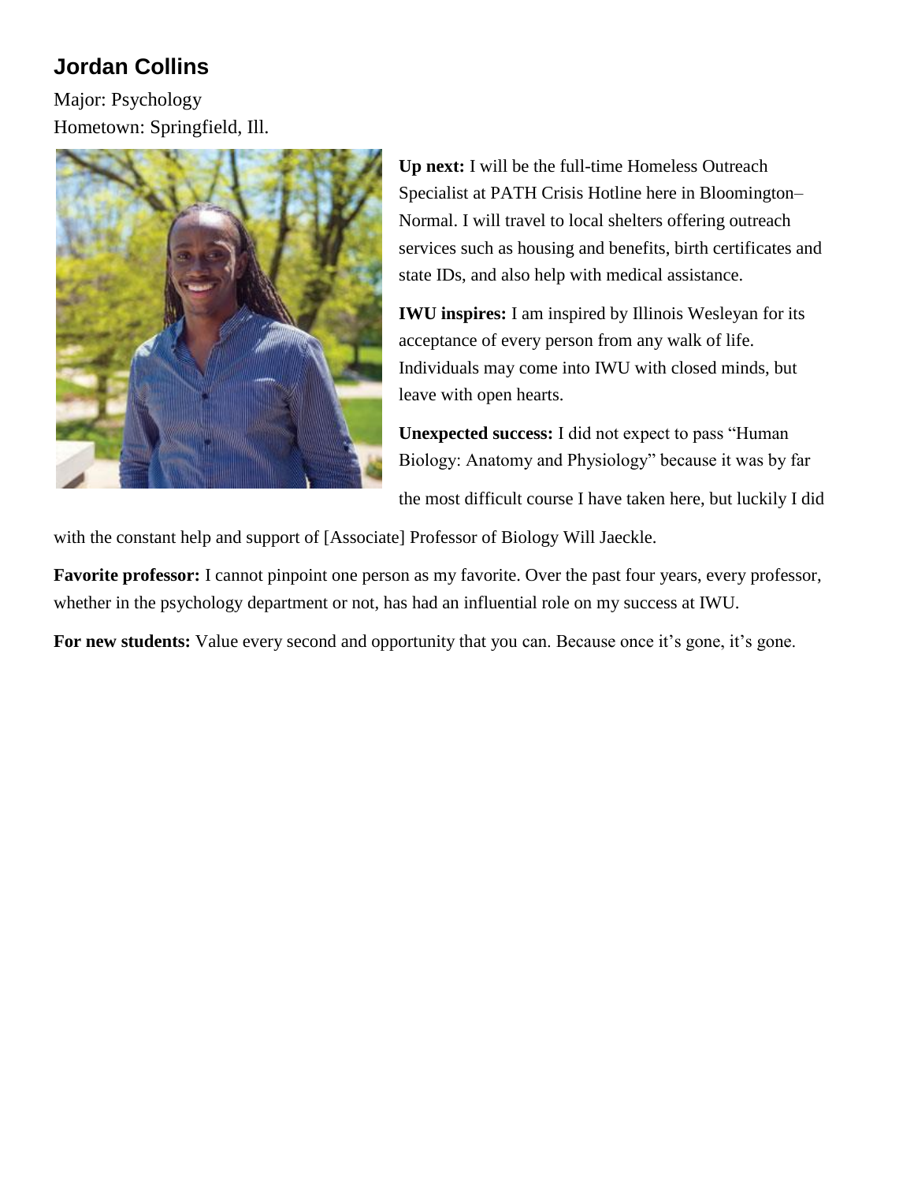## Jordan Collins

Major: Psychology
Hometown: Springfield, Ill.

**Up next:** I will be the full-time Homeless Outreach Specialist at PATH Crisis Hotline here in Bloomington–Normal. I will travel to local shelters offering outreach services such as housing and benefits, birth certificates and state IDs, and also help with medical assistance.

**IWU inspires:** I am inspired by Illinois Wesleyan for its acceptance of every person from any walk of life. Individuals may come into IWU with closed minds, but leave with open hearts.

**Unexpected success:** I did not expect to pass "Human Biology: Anatomy and Physiology" because it was by far the most difficult course I have taken here, but luckily I did with the constant help and support of [Associate] Professor of Biology Will Jaeckle.

**Favorite professor:** I cannot pinpoint one person as my favorite. Over the past four years, every professor, whether in the psychology department or not, has had an influential role on my success at IWU.

**For new students:** Value every second and opportunity that you can. Because once it's gone, it's gone.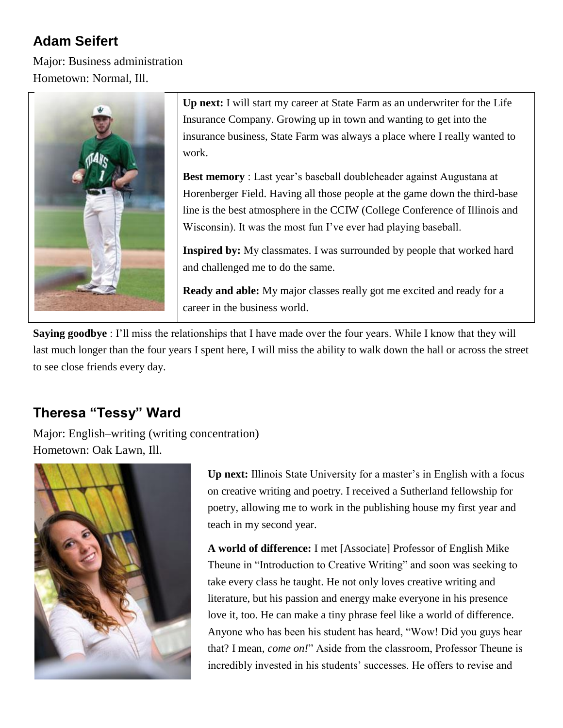## Adam Seifert

Major: Business administration
Hometown: Normal, Ill.

**Up next:** I will start my career at State Farm as an underwriter for the Life Insurance Company. Growing up in town and wanting to get into the insurance business, State Farm was always a place where I really wanted to work.

**Best memory** : Last year's baseball doubleheader against Augustana at Horenberger Field. Having all those people at the game down the third-base line is the best atmosphere in the CCIW (College Conference of Illinois and Wisconsin). It was the most fun I've ever had playing baseball.

**Inspired by:** My classmates. I was surrounded by people that worked hard and challenged me to do the same.

**Ready and able:** My major classes really got me excited and ready for a career in the business world.

**Saying goodbye** : I'll miss the relationships that I have made over the four years. While I know that they will last much longer than the four years I spent here, I will miss the ability to walk down the hall or across the street to see close friends every day.

## Theresa "Tessy" Ward

Major: English–writing (writing concentration)
Hometown: Oak Lawn, Ill.

**Up next:** Illinois State University for a master's in English with a focus on creative writing and poetry. I received a Sutherland fellowship for poetry, allowing me to work in the publishing house my first year and teach in my second year.

**A world of difference:** I met [Associate] Professor of English Mike Theune in "Introduction to Creative Writing" and soon was seeking to take every class he taught. He not only loves creative writing and literature, but his passion and energy make everyone in his presence love it, too. He can make a tiny phrase feel like a world of difference. Anyone who has been his student has heard, "Wow! Did you guys hear that? I mean, *come on!*" Aside from the classroom, Professor Theune is incredibly invested in his students' successes. He offers to revise and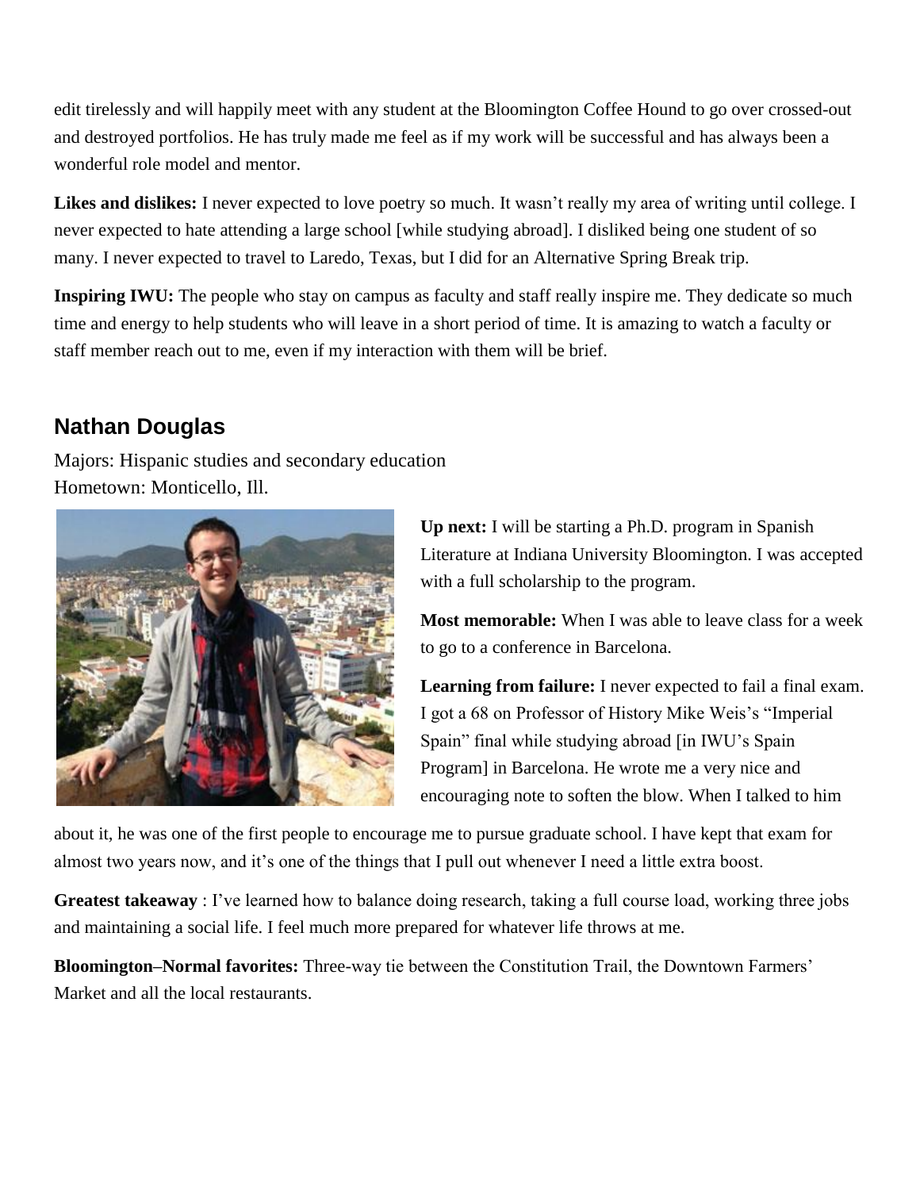edit tirelessly and will happily meet with any student at the Bloomington Coffee Hound to go over crossed-out and destroyed portfolios. He has truly made me feel as if my work will be successful and has always been a wonderful role model and mentor.

**Likes and dislikes:** I never expected to love poetry so much. It wasn't really my area of writing until college. I never expected to hate attending a large school [while studying abroad]. I disliked being one student of so many. I never expected to travel to Laredo, Texas, but I did for an Alternative Spring Break trip.

**Inspiring IWU:** The people who stay on campus as faculty and staff really inspire me. They dedicate so much time and energy to help students who will leave in a short period of time. It is amazing to watch a faculty or staff member reach out to me, even if my interaction with them will be brief.

## Nathan Douglas

Majors: Hispanic studies and secondary education
Hometown: Monticello, Ill.

**Up next:** I will be starting a Ph.D. program in Spanish Literature at Indiana University Bloomington. I was accepted with a full scholarship to the program.

**Most memorable:** When I was able to leave class for a week to go to a conference in Barcelona.

**Learning from failure:** I never expected to fail a final exam. I got a 68 on Professor of History Mike Weis's "Imperial Spain" final while studying abroad [in IWU's Spain Program] in Barcelona. He wrote me a very nice and encouraging note to soften the blow. When I talked to him about it, he was one of the first people to encourage me to pursue graduate school. I have kept that exam for almost two years now, and it's one of the things that I pull out whenever I need a little extra boost.

**Greatest takeaway** : I've learned how to balance doing research, taking a full course load, working three jobs and maintaining a social life. I feel much more prepared for whatever life throws at me.

**Bloomington–Normal favorites:** Three-way tie between the Constitution Trail, the Downtown Farmers' Market and all the local restaurants.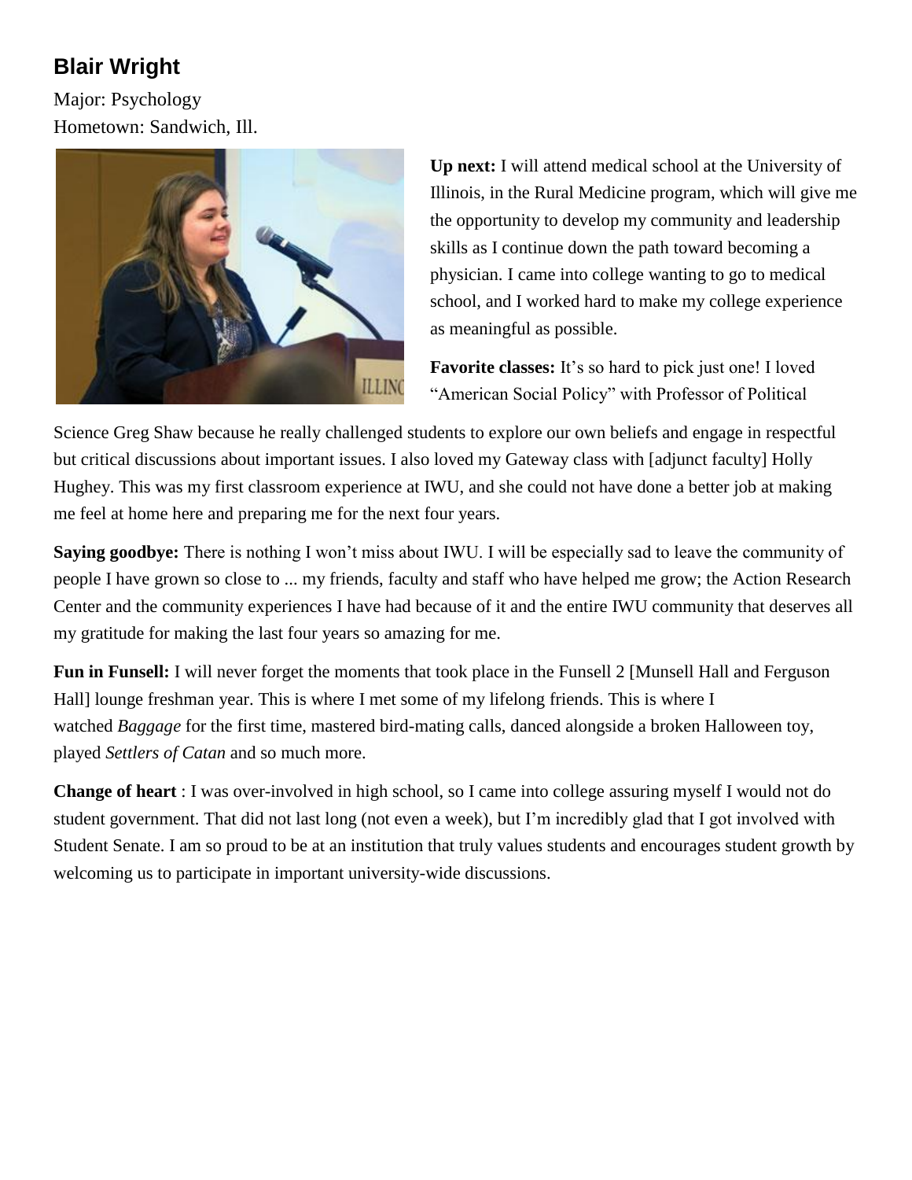## Blair Wright

Major: Psychology
Hometown: Sandwich, Ill.

**Up next:** I will attend medical school at the University of Illinois, in the Rural Medicine program, which will give me the opportunity to develop my community and leadership skills as I continue down the path toward becoming a physician. I came into college wanting to go to medical school, and I worked hard to make my college experience as meaningful as possible.

**Favorite classes:** It's so hard to pick just one! I loved "American Social Policy" with Professor of Political Science Greg Shaw because he really challenged students to explore our own beliefs and engage in respectful but critical discussions about important issues. I also loved my Gateway class with [adjunct faculty] Holly Hughey. This was my first classroom experience at IWU, and she could not have done a better job at making me feel at home here and preparing me for the next four years.

**Saying goodbye:** There is nothing I won't miss about IWU. I will be especially sad to leave the community of people I have grown so close to ... my friends, faculty and staff who have helped me grow; the Action Research Center and the community experiences I have had because of it and the entire IWU community that deserves all my gratitude for making the last four years so amazing for me.

**Fun in Funsell:** I will never forget the moments that took place in the Funsell 2 [Munsell Hall and Ferguson Hall] lounge freshman year. This is where I met some of my lifelong friends. This is where I watched *Baggage* for the first time, mastered bird-mating calls, danced alongside a broken Halloween toy, played *Settlers of Catan* and so much more.

**Change of heart** : I was over-involved in high school, so I came into college assuring myself I would not do student government. That did not last long (not even a week), but I'm incredibly glad that I got involved with Student Senate. I am so proud to be at an institution that truly values students and encourages student growth by welcoming us to participate in important university-wide discussions.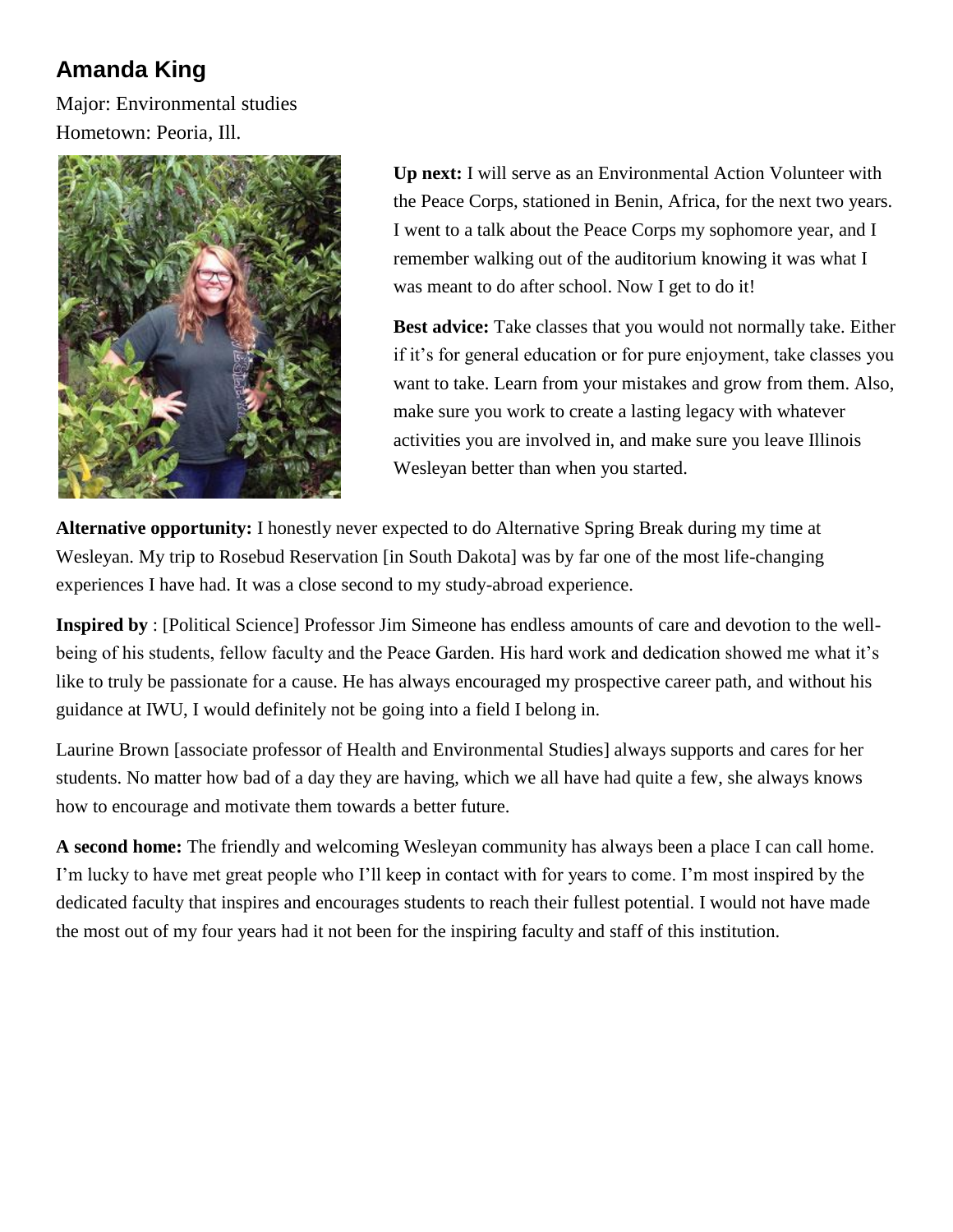## Amanda King

Major: Environmental studies
Hometown: Peoria, Ill.

**Up next:** I will serve as an Environmental Action Volunteer with the Peace Corps, stationed in Benin, Africa, for the next two years. I went to a talk about the Peace Corps my sophomore year, and I remember walking out of the auditorium knowing it was what I was meant to do after school. Now I get to do it!

**Best advice:** Take classes that you would not normally take. Either if it's for general education or for pure enjoyment, take classes you want to take. Learn from your mistakes and grow from them. Also, make sure you work to create a lasting legacy with whatever activities you are involved in, and make sure you leave Illinois Wesleyan better than when you started.

**Alternative opportunity:** I honestly never expected to do Alternative Spring Break during my time at Wesleyan. My trip to Rosebud Reservation [in South Dakota] was by far one of the most life-changing experiences I have had. It was a close second to my study-abroad experience.

**Inspired by** : [Political Science] Professor Jim Simeone has endless amounts of care and devotion to the well-being of his students, fellow faculty and the Peace Garden. His hard work and dedication showed me what it's like to truly be passionate for a cause. He has always encouraged my prospective career path, and without his guidance at IWU, I would definitely not be going into a field I belong in.

Laurine Brown [associate professor of Health and Environmental Studies] always supports and cares for her students. No matter how bad of a day they are having, which we all have had quite a few, she always knows how to encourage and motivate them towards a better future.

**A second home:** The friendly and welcoming Wesleyan community has always been a place I can call home. I'm lucky to have met great people who I'll keep in contact with for years to come. I'm most inspired by the dedicated faculty that inspires and encourages students to reach their fullest potential. I would not have made the most out of my four years had it not been for the inspiring faculty and staff of this institution.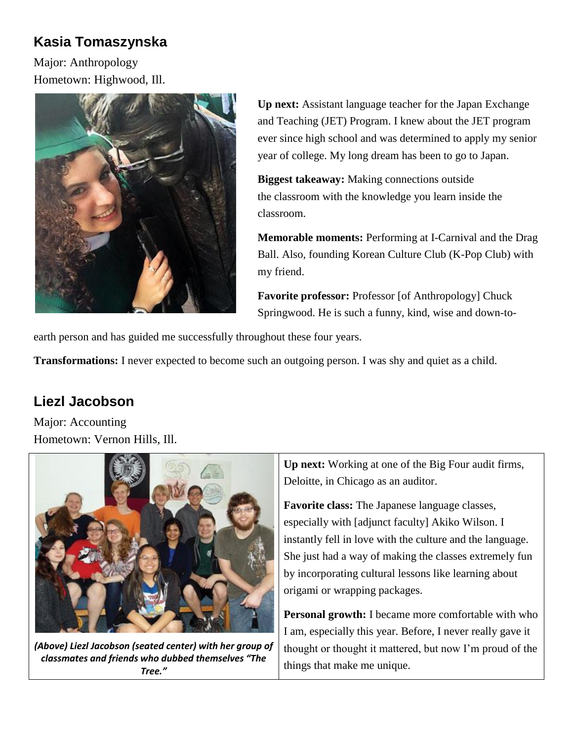## Kasia Tomaszynska

Major: Anthropology
Hometown: Highwood, Ill.

**Up next:** Assistant language teacher for the Japan Exchange and Teaching (JET) Program. I knew about the JET program ever since high school and was determined to apply my senior year of college. My long dream has been to go to Japan.

**Biggest takeaway:** Making connections outside the classroom with the knowledge you learn inside the classroom.

**Memorable moments:** Performing at I-Carnival and the Drag Ball. Also, founding Korean Culture Club (K-Pop Club) with my friend.

**Favorite professor:** Professor [of Anthropology] Chuck Springwood. He is such a funny, kind, wise and down-to-earth person and has guided me successfully throughout these four years.

**Transformations:** I never expected to become such an outgoing person. I was shy and quiet as a child.

## Liezl Jacobson

Major: Accounting
Hometown: Vernon Hills, Ill.

***(Above) Liezl Jacobson (seated center) with her group of classmates and friends who dubbed themselves "The Tree."***

**Up next:** Working at one of the Big Four audit firms, Deloitte, in Chicago as an auditor.

**Favorite class:** The Japanese language classes, especially with [adjunct faculty] Akiko Wilson. I instantly fell in love with the culture and the language. She just had a way of making the classes extremely fun by incorporating cultural lessons like learning about origami or wrapping packages.

**Personal growth:** I became more comfortable with who I am, especially this year. Before, I never really gave it thought or thought it mattered, but now I'm proud of the things that make me unique.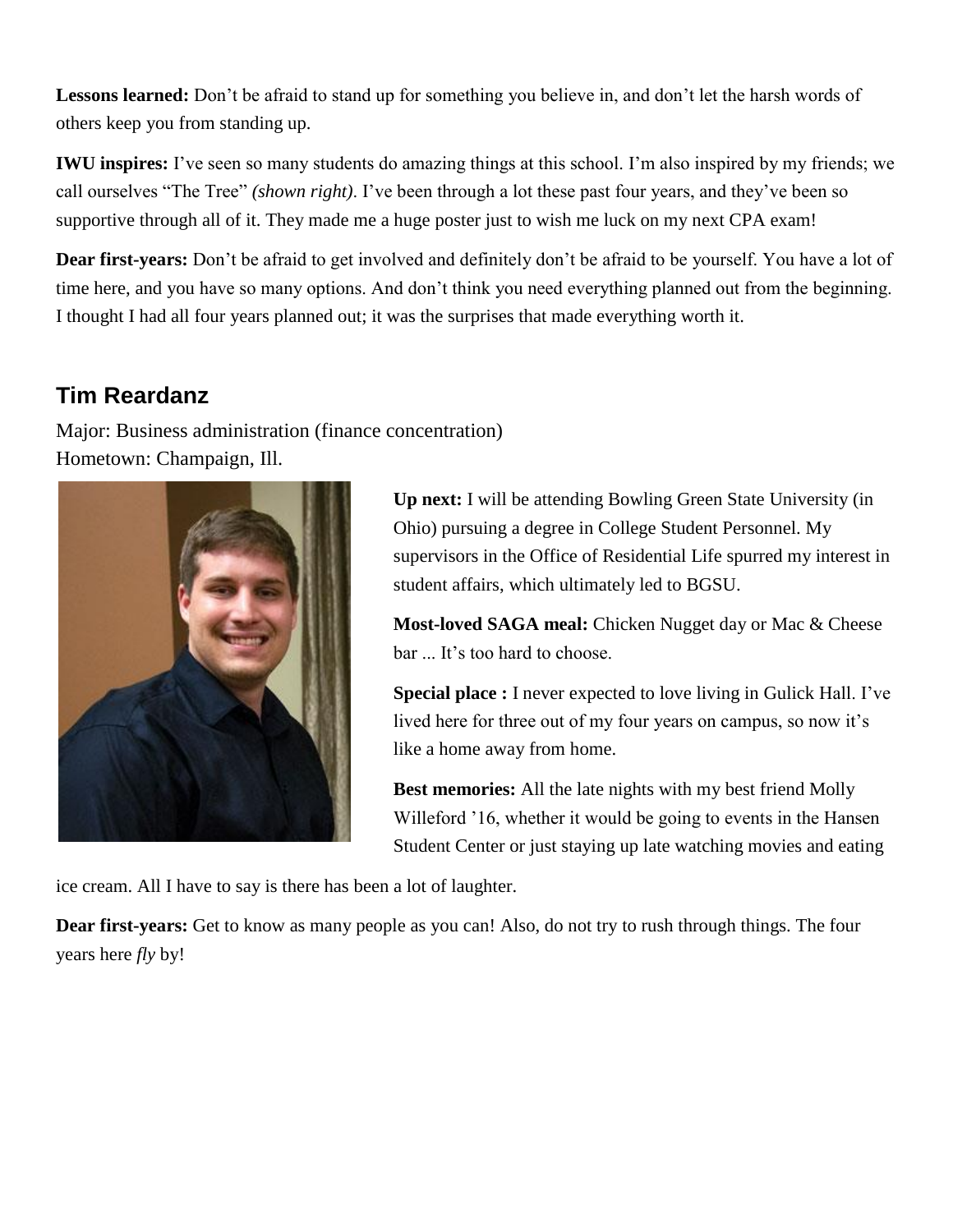**Lessons learned:** Don't be afraid to stand up for something you believe in, and don't let the harsh words of others keep you from standing up.

**IWU inspires:** I've seen so many students do amazing things at this school. I'm also inspired by my friends; we call ourselves "The Tree" *(shown right)*. I've been through a lot these past four years, and they've been so supportive through all of it. They made me a huge poster just to wish me luck on my next CPA exam!

**Dear first-years:** Don't be afraid to get involved and definitely don't be afraid to be yourself. You have a lot of time here, and you have so many options. And don't think you need everything planned out from the beginning. I thought I had all four years planned out; it was the surprises that made everything worth it.

## Tim Reardanz

Major: Business administration (finance concentration)
Hometown: Champaign, Ill.

**Up next:** I will be attending Bowling Green State University (in Ohio) pursuing a degree in College Student Personnel. My supervisors in the Office of Residential Life spurred my interest in student affairs, which ultimately led to BGSU.

**Most-loved SAGA meal:** Chicken Nugget day or Mac & Cheese bar ... It's too hard to choose.

**Special place :** I never expected to love living in Gulick Hall. I've lived here for three out of my four years on campus, so now it's like a home away from home.

**Best memories:** All the late nights with my best friend Molly Willeford '16, whether it would be going to events in the Hansen Student Center or just staying up late watching movies and eating ice cream. All I have to say is there has been a lot of laughter.

**Dear first-years:** Get to know as many people as you can! Also, do not try to rush through things. The four years here *fly* by!